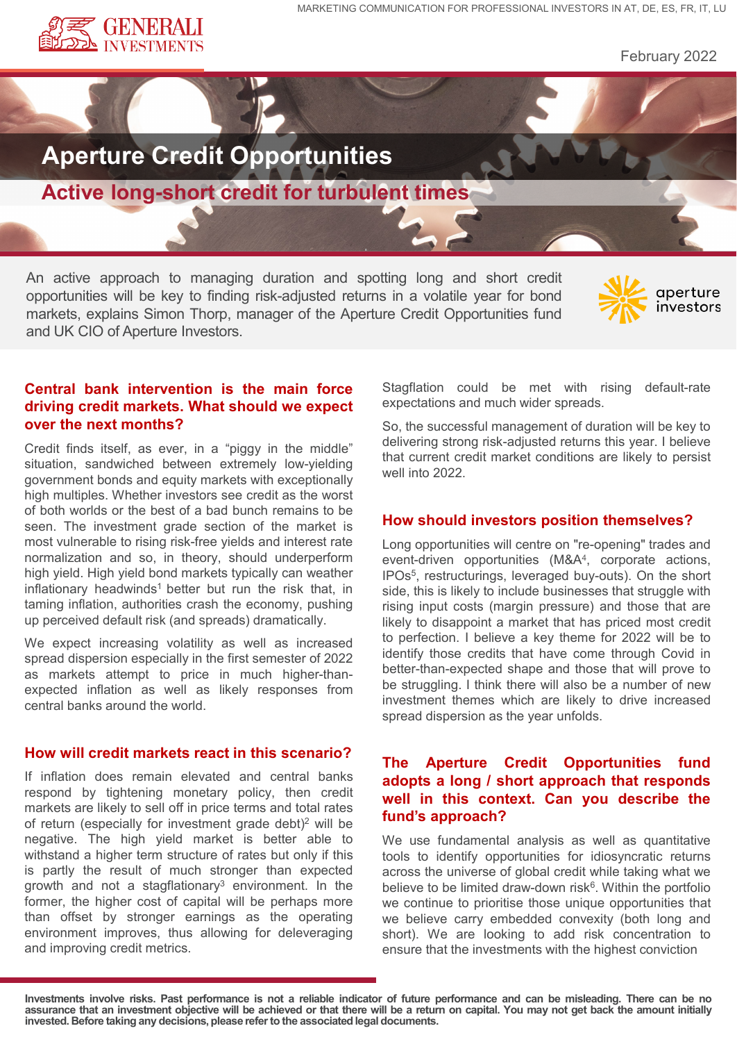MARKETING COMMUNICATION FOR PROFESSIONAL INVESTORS IN AT, DE, ES, FR, IT, LU

February 2022

# Aperture Credit Opportunities

## Active long-short credit for turbulent times

An active approach to managing duration and spotting long and short credit opportunities will be key to finding risk-adjusted returns in a volatile year for bond markets, explains Simon Thorp, manager of the Aperture Credit Opportunities fund and UK CIO of Aperture Investors.

### Central bank intervention is the main force driving credit markets. What should we expect over the next months?

Credit finds itself, as ever, in a "piggy in the middle" situation, sandwiched between extremely low-yielding government bonds and equity markets with exceptionally high multiples. Whether investors see credit as the worst of both worlds or the best of a bad bunch remains to be seen. The investment grade section of the market is most vulnerable to rising risk-free yields and interest rate normalization and so, in theory, should underperform high yield. High yield bond markets typically can weather inflationary headwinds[1] better but run the risk that, in taming inflation, authorities crash the economy, pushing up perceived default risk (and spreads) dramatically.

We expect increasing volatility as well as increased spread dispersion especially in the first semester of 2022 as markets attempt to price in much higher-than-expected inflation as well as likely responses from central banks around the world.

### How will credit markets react in this scenario?

If inflation does remain elevated and central banks respond by tightening monetary policy, then credit markets are likely to sell off in price terms and total rates of return (especially for investment grade debt)[2] will be negative. The high yield market is better able to withstand a higher term structure of rates but only if this is partly the result of much stronger than expected growth and not a stagflationary[3] environment. In the former, the higher cost of capital will be perhaps more than offset by stronger earnings as the operating environment improves, thus allowing for deleveraging and improving credit metrics. Stagflation could be met with rising default-rate expectations and much wider spreads.

So, the successful management of duration will be key to delivering strong risk-adjusted returns this year. I believe that current credit market conditions are likely to persist well into 2022.

### How should investors position themselves?

Long opportunities will centre on "re-opening" trades and event-driven opportunities (M&A[4], corporate actions, IPOs[5], restructurings, leveraged buy-outs). On the short side, this is likely to include businesses that struggle with rising input costs (margin pressure) and those that are likely to disappoint a market that has priced most credit to perfection. I believe a key theme for 2022 will be to identify those credits that have come through Covid in better-than-expected shape and those that will prove to be struggling. I think there will also be a number of new investment themes which are likely to drive increased spread dispersion as the year unfolds.

### The Aperture Credit Opportunities fund adopts a long / short approach that responds well in this context. Can you describe the fund's approach?

We use fundamental analysis as well as quantitative tools to identify opportunities for idiosyncratic returns across the universe of global credit while taking what we believe to be limited draw-down risk[6]. Within the portfolio we continue to prioritise those unique opportunities that we believe carry embedded convexity (both long and short). We are looking to add risk concentration to ensure that the investments with the highest conviction

**Investments involve risks. Past performance is not a reliable indicator of future performance and can be misleading. There can be no assurance that an investment objective will be achieved or that there will be a return on capital. You may not get back the amount initially invested. Before taking any decisions, please refer to the associated legal documents.**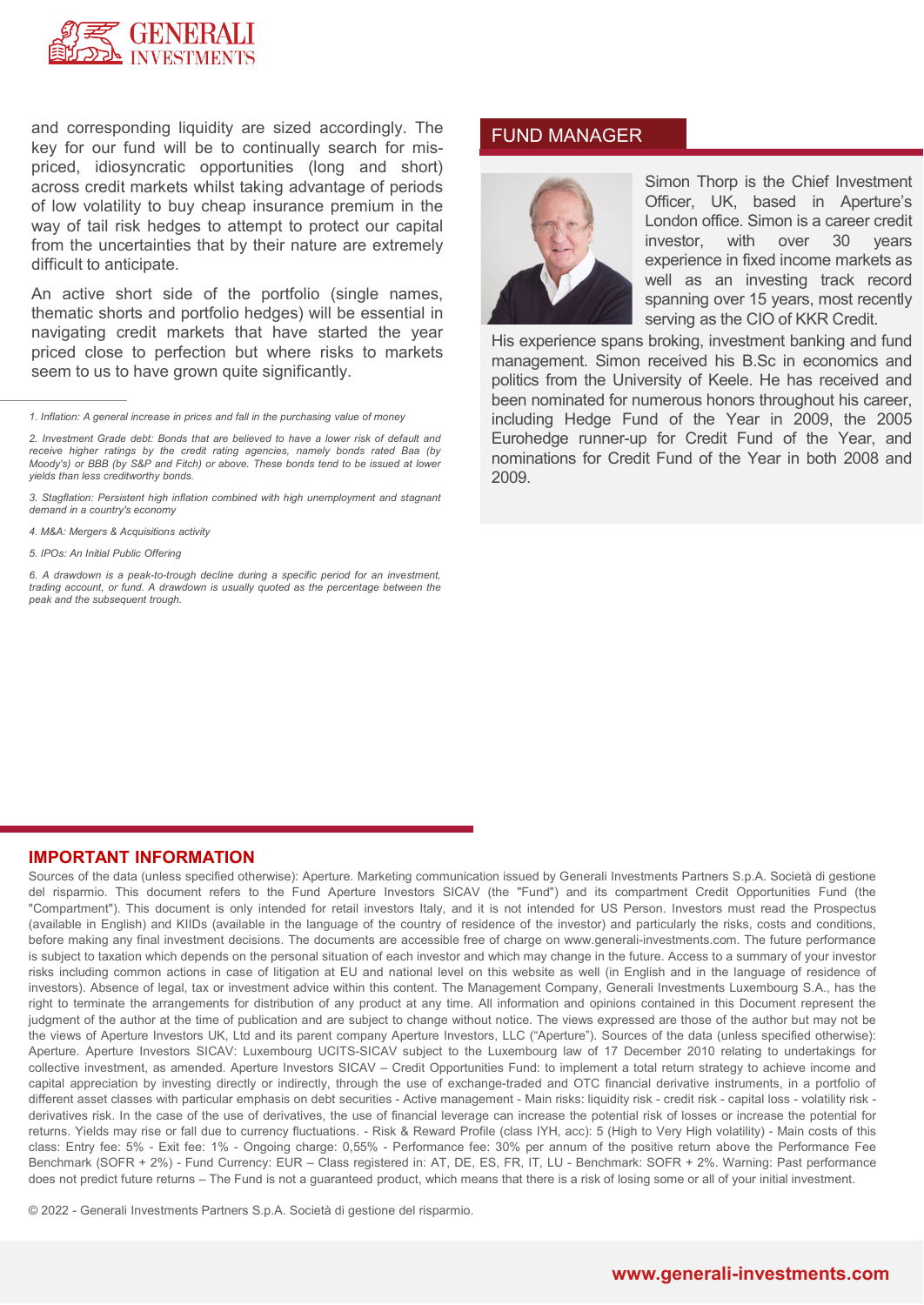and corresponding liquidity are sized accordingly. The key for our fund will be to continually search for mis-priced, idiosyncratic opportunities (long and short) across credit markets whilst taking advantage of periods of low volatility to buy cheap insurance premium in the way of tail risk hedges to attempt to protect our capital from the uncertainties that by their nature are extremely difficult to anticipate.

An active short side of the portfolio (single names, thematic shorts and portfolio hedges) will be essential in navigating credit markets that have started the year priced close to perfection but where risks to markets seem to us to have grown quite significantly.

*1. Inflation: A general increase in prices and fall in the purchasing value of money*

*2. Investment Grade debt: Bonds that are believed to have a lower risk of default and receive higher ratings by the credit rating agencies, namely bonds rated Baa (by Moody's) or BBB (by S&P and Fitch) or above. These bonds tend to be issued at lower yields than less creditworthy bonds.*

*3. Stagflation: Persistent high inflation combined with high unemployment and stagnant demand in a country's economy*

*4. M&A: Mergers & Acquisitions activity*

*5. IPOs: An Initial Public Offering*

*6. A drawdown is a peak-to-trough decline during a specific period for an investment, trading account, or fund. A drawdown is usually quoted as the percentage between the peak and the subsequent trough.*

## FUND MANAGER

Simon Thorp is the Chief Investment Officer, UK, based in Aperture's London office. Simon is a career credit investor, with over 30 years experience in fixed income markets as well as an investing track record spanning over 15 years, most recently serving as the CIO of KKR Credit.

His experience spans broking, investment banking and fund management. Simon received his B.Sc in economics and politics from the University of Keele. He has received and been nominated for numerous honors throughout his career, including Hedge Fund of the Year in 2009, the 2005 Eurohedge runner-up for Credit Fund of the Year, and nominations for Credit Fund of the Year in both 2008 and 2009.

## IMPORTANT INFORMATION

Sources of the data (unless specified otherwise): Aperture. Marketing communication issued by Generali Investments Partners S.p.A. Società di gestione del risparmio. This document refers to the Fund Aperture Investors SICAV (the "Fund") and its compartment Credit Opportunities Fund (the "Compartment"). This document is only intended for retail investors Italy, and it is not intended for US Person. Investors must read the Prospectus (available in English) and KIIDs (available in the language of the country of residence of the investor) and particularly the risks, costs and conditions, before making any final investment decisions. The documents are accessible free of charge on www.generali-investments.com. The future performance is subject to taxation which depends on the personal situation of each investor and which may change in the future. Access to a summary of your investor risks including common actions in case of litigation at EU and national level on this website as well (in English and in the language of residence of investors). Absence of legal, tax or investment advice within this content. The Management Company, Generali Investments Luxembourg S.A., has the right to terminate the arrangements for distribution of any product at any time. All information and opinions contained in this Document represent the judgment of the author at the time of publication and are subject to change without notice. The views expressed are those of the author but may not be the views of Aperture Investors UK, Ltd and its parent company Aperture Investors, LLC ("Aperture"). Sources of the data (unless specified otherwise): Aperture. Aperture Investors SICAV: Luxembourg UCITS-SICAV subject to the Luxembourg law of 17 December 2010 relating to undertakings for collective investment, as amended. Aperture Investors SICAV – Credit Opportunities Fund: to implement a total return strategy to achieve income and capital appreciation by investing directly or indirectly, through the use of exchange-traded and OTC financial derivative instruments, in a portfolio of different asset classes with particular emphasis on debt securities - Active management - Main risks: liquidity risk - credit risk - capital loss - volatility risk - derivatives risk. In the case of the use of derivatives, the use of financial leverage can increase the potential risk of losses or increase the potential for returns. Yields may rise or fall due to currency fluctuations. - Risk & Reward Profile (class IYH, acc): 5 (High to Very High volatility) - Main costs of this class: Entry fee: 5% - Exit fee: 1% - Ongoing charge: 0,55% - Performance fee: 30% per annum of the positive return above the Performance Fee Benchmark (SOFR + 2%) - Fund Currency: EUR – Class registered in: AT, DE, ES, FR, IT, LU - Benchmark: SOFR + 2%. Warning: Past performance does not predict future returns – The Fund is not a guaranteed product, which means that there is a risk of losing some or all of your initial investment.

© 2022 - Generali Investments Partners S.p.A. Società di gestione del risparmio.